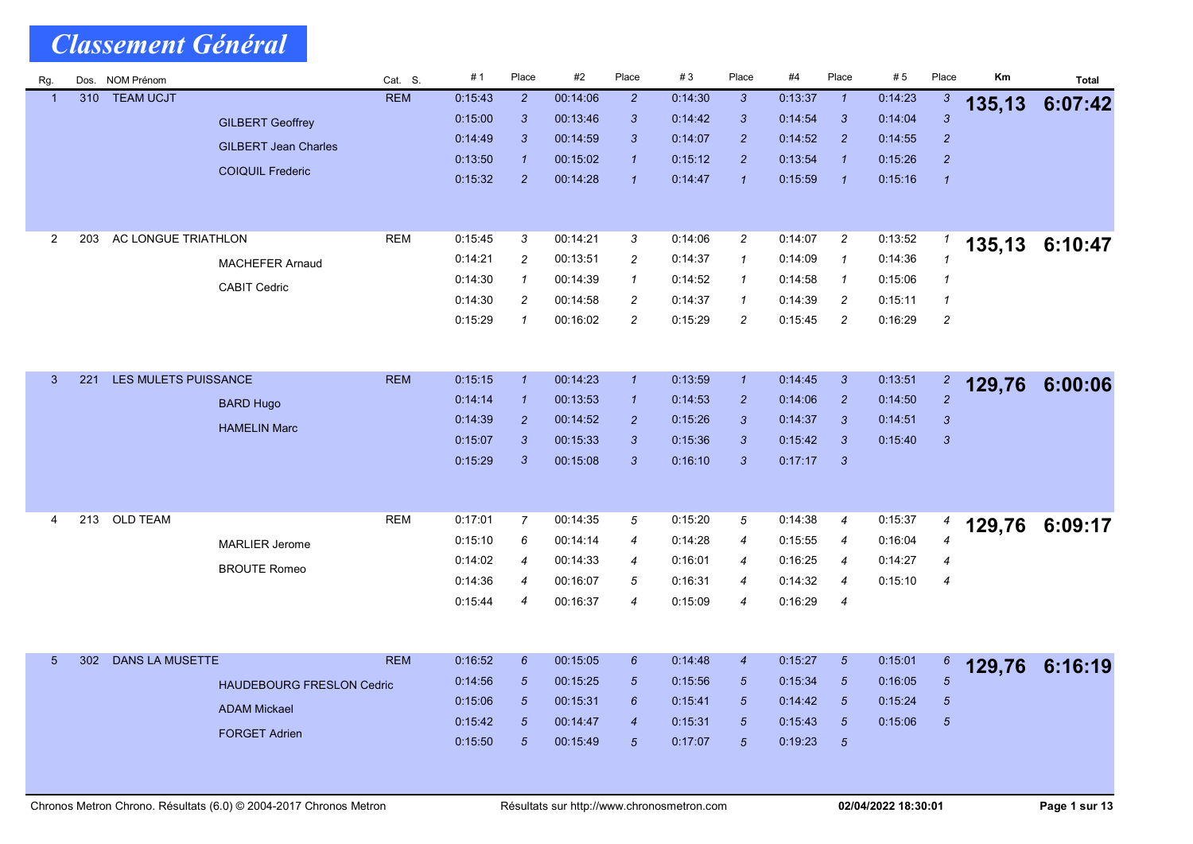# Classement Général

| Rg. | Dos. | NOM Prénom | Cat. S. | # 1 | Place | #2 | Place | # 3 | Place | #4 | Place | # 5 | Place | Km | Total |
|---|---|---|---|---|---|---|---|---|---|---|---|---|---|---|---|
| 1 | 310 | TEAM UCJT | REM | 0:15:43 | 2 | 00:14:06 | 2 | 0:14:30 | 3 | 0:13:37 | 1 | 0:14:23 | 3 | **135,13** | **6:07:42** |
| | | GILBERT Geoffrey | | 0:15:00 | 3 | 00:13:46 | 3 | 0:14:42 | 3 | 0:14:54 | 3 | 0:14:04 | 3 | | |
| | | GILBERT Jean Charles | | 0:14:49 | 3 | 00:14:59 | 3 | 0:14:07 | 2 | 0:14:52 | 2 | 0:14:55 | 2 | | |
| | | COIQUIL Frederic | | 0:13:50 | 1 | 00:15:02 | 1 | 0:15:12 | 2 | 0:13:54 | 1 | 0:15:26 | 2 | | |
| | | | | 0:15:32 | 2 | 00:14:28 | 1 | 0:14:47 | 1 | 0:15:59 | 1 | 0:15:16 | 1 | | |
| 2 | 203 | AC LONGUE TRIATHLON | REM | 0:15:45 | 3 | 00:14:21 | 3 | 0:14:06 | 2 | 0:14:07 | 2 | 0:13:52 | 1 | **135,13** | **6:10:47** |
| | | MACHEFER Arnaud | | 0:14:21 | 2 | 00:13:51 | 2 | 0:14:37 | 1 | 0:14:09 | 1 | 0:14:36 | 1 | | |
| | | CABIT Cedric | | 0:14:30 | 1 | 00:14:39 | 1 | 0:14:52 | 1 | 0:14:58 | 1 | 0:15:06 | 1 | | |
| | | | | 0:14:30 | 2 | 00:14:58 | 2 | 0:14:37 | 1 | 0:14:39 | 2 | 0:15:11 | 1 | | |
| | | | | 0:15:29 | 1 | 00:16:02 | 2 | 0:15:29 | 2 | 0:15:45 | 2 | 0:16:29 | 2 | | |
| 3 | 221 | LES MULETS PUISSANCE | REM | 0:15:15 | 1 | 00:14:23 | 1 | 0:13:59 | 1 | 0:14:45 | 3 | 0:13:51 | 2 | **129,76** | **6:00:06** |
| | | BARD Hugo | | 0:14:14 | 1 | 00:13:53 | 1 | 0:14:53 | 2 | 0:14:06 | 2 | 0:14:50 | 2 | | |
| | | HAMELIN Marc | | 0:14:39 | 2 | 00:14:52 | 2 | 0:15:26 | 3 | 0:14:37 | 3 | 0:14:51 | 3 | | |
| | | | | 0:15:07 | 3 | 00:15:33 | 3 | 0:15:36 | 3 | 0:15:42 | 3 | 0:15:40 | 3 | | |
| | | | | 0:15:29 | 3 | 00:15:08 | 3 | 0:16:10 | 3 | 0:17:17 | 3 | | | | |
| 4 | 213 | OLD TEAM | REM | 0:17:01 | 7 | 00:14:35 | 5 | 0:15:20 | 5 | 0:14:38 | 4 | 0:15:37 | 4 | **129,76** | **6:09:17** |
| | | MARLIER Jerome | | 0:15:10 | 6 | 00:14:14 | 4 | 0:14:28 | 4 | 0:15:55 | 4 | 0:16:04 | 4 | | |
| | | BROUTE Romeo | | 0:14:02 | 4 | 00:14:33 | 4 | 0:16:01 | 4 | 0:16:25 | 4 | 0:14:27 | 4 | | |
| | | | | 0:14:36 | 4 | 00:16:07 | 5 | 0:16:31 | 4 | 0:14:32 | 4 | 0:15:10 | 4 | | |
| | | | | 0:15:44 | 4 | 00:16:37 | 4 | 0:15:09 | 4 | 0:16:29 | 4 | | | | |
| 5 | 302 | DANS LA MUSETTE | REM | 0:16:52 | 6 | 00:15:05 | 6 | 0:14:48 | 4 | 0:15:27 | 5 | 0:15:01 | 6 | **129,76** | **6:16:19** |
| | | HAUDEBOURG FRESLON Cedric | | 0:14:56 | 5 | 00:15:25 | 5 | 0:15:56 | 5 | 0:15:34 | 5 | 0:16:05 | 5 | | |
| | | ADAM Mickael | | 0:15:06 | 5 | 00:15:31 | 6 | 0:15:41 | 5 | 0:14:42 | 5 | 0:15:24 | 5 | | |
| | | FORGET Adrien | | 0:15:42 | 5 | 00:14:47 | 4 | 0:15:31 | 5 | 0:15:43 | 5 | 0:15:06 | 5 | | |
| | | | | 0:15:50 | 5 | 00:15:49 | 5 | 0:17:07 | 5 | 0:19:23 | 5 | | | | |

Chronos Metron Chrono. Résultats (6.0) © 2004-2017 Chronos Metron — Résultats sur http://www.chronosmetron.com — 02/04/2022 18:30:01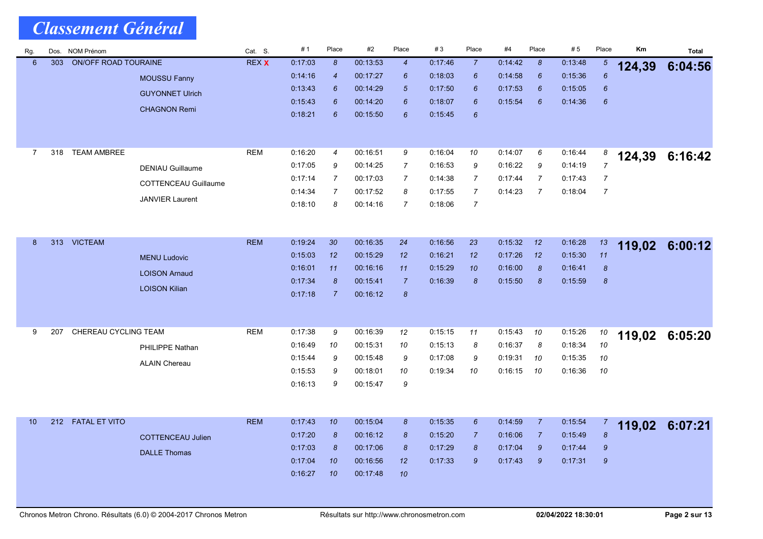# Classement Général

| Rg. | Dos. | NOM Prénom | | Cat. S. | # 1 | Place | #2 | Place | # 3 | Place | #4 | Place | # 5 | Place | Km | Total |
|---|---|---|---|---|---|---|---|---|---|---|---|---|---|---|---|---|
| 6 | 303 | ON/OFF ROAD TOURAINE | | REX X | 0:17:03 | 8 | 00:13:53 | 4 | 0:17:46 | 7 | 0:14:42 | 8 | 0:13:48 | 5 | **124,39** | **6:04:56** |
| | | | MOUSSU Fanny | | 0:14:16 | 4 | 00:17:27 | 6 | 0:18:03 | 6 | 0:14:58 | 6 | 0:15:36 | 6 | | |
| | | | GUYONNET Ulrich | | 0:13:43 | 6 | 00:14:29 | 5 | 0:17:50 | 6 | 0:17:53 | 6 | 0:15:05 | 6 | | |
| | | | CHAGNON Remi | | 0:15:43 | 6 | 00:14:20 | 6 | 0:18:07 | 6 | 0:15:54 | 6 | 0:14:36 | 6 | | |
| | | | | | 0:18:21 | 6 | 00:15:50 | 6 | 0:15:45 | 6 | | | | | | |
| 7 | 318 | TEAM AMBREE | | REM | 0:16:20 | 4 | 00:16:51 | 9 | 0:16:04 | 10 | 0:14:07 | 6 | 0:16:44 | 8 | **124,39** | **6:16:42** |
| | | | DENIAU Guillaume | | 0:17:05 | 9 | 00:14:25 | 7 | 0:16:53 | 9 | 0:16:22 | 9 | 0:14:19 | 7 | | |
| | | | COTTENCEAU Guillaume | | 0:17:14 | 7 | 00:17:03 | 7 | 0:14:38 | 7 | 0:17:44 | 7 | 0:17:43 | 7 | | |
| | | | JANVIER Laurent | | 0:14:34 | 7 | 00:17:52 | 8 | 0:17:55 | 7 | 0:14:23 | 7 | 0:18:04 | 7 | | |
| | | | | | 0:18:10 | 8 | 00:14:16 | 7 | 0:18:06 | 7 | | | | | | |
| 8 | 313 | VICTEAM | | REM | 0:19:24 | 30 | 00:16:35 | 24 | 0:16:56 | 23 | 0:15:32 | 12 | 0:16:28 | 13 | **119,02** | **6:00:12** |
| | | | MENU Ludovic | | 0:15:03 | 12 | 00:15:29 | 12 | 0:16:21 | 12 | 0:17:26 | 12 | 0:15:30 | 11 | | |
| | | | LOISON Arnaud | | 0:16:01 | 11 | 00:16:16 | 11 | 0:15:29 | 10 | 0:16:00 | 8 | 0:16:41 | 8 | | |
| | | | LOISON Kilian | | 0:17:34 | 8 | 00:15:41 | 7 | 0:16:39 | 8 | 0:15:50 | 8 | 0:15:59 | 8 | | |
| | | | | | 0:17:18 | 7 | 00:16:12 | 8 | | | | | | | | |
| 9 | 207 | CHEREAU CYCLING TEAM | | REM | 0:17:38 | 9 | 00:16:39 | 12 | 0:15:15 | 11 | 0:15:43 | 10 | 0:15:26 | 10 | **119,02** | **6:05:20** |
| | | | PHILIPPE Nathan | | 0:16:49 | 10 | 00:15:31 | 10 | 0:15:13 | 8 | 0:16:37 | 8 | 0:18:34 | 10 | | |
| | | | ALAIN Chereau | | 0:15:44 | 9 | 00:15:48 | 9 | 0:17:08 | 9 | 0:19:31 | 10 | 0:15:35 | 10 | | |
| | | | | | 0:15:53 | 9 | 00:18:01 | 10 | 0:19:34 | 10 | 0:16:15 | 10 | 0:16:36 | 10 | | |
| | | | | | 0:16:13 | 9 | 00:15:47 | 9 | | | | | | | | |
| 10 | 212 | FATAL ET VITO | | REM | 0:17:43 | 10 | 00:15:04 | 8 | 0:15:35 | 6 | 0:14:59 | 7 | 0:15:54 | 7 | **119,02** | **6:07:21** |
| | | | COTTENCEAU Julien | | 0:17:20 | 8 | 00:16:12 | 8 | 0:15:20 | 7 | 0:16:06 | 7 | 0:15:49 | 8 | | |
| | | | DALLE Thomas | | 0:17:03 | 8 | 00:17:06 | 8 | 0:17:29 | 8 | 0:17:04 | 9 | 0:17:44 | 9 | | |
| | | | | | 0:17:04 | 10 | 00:16:56 | 12 | 0:17:33 | 9 | 0:17:43 | 9 | 0:17:31 | 9 | | |
| | | | | | 0:16:27 | 10 | 00:17:48 | 10 | | | | | | | | |

Chronos Metron Chrono. Résultats (6.0) © 2004-2017 Chronos Metron — Résultats sur http://www.chronosmetron.com — 02/04/2022 18:30:01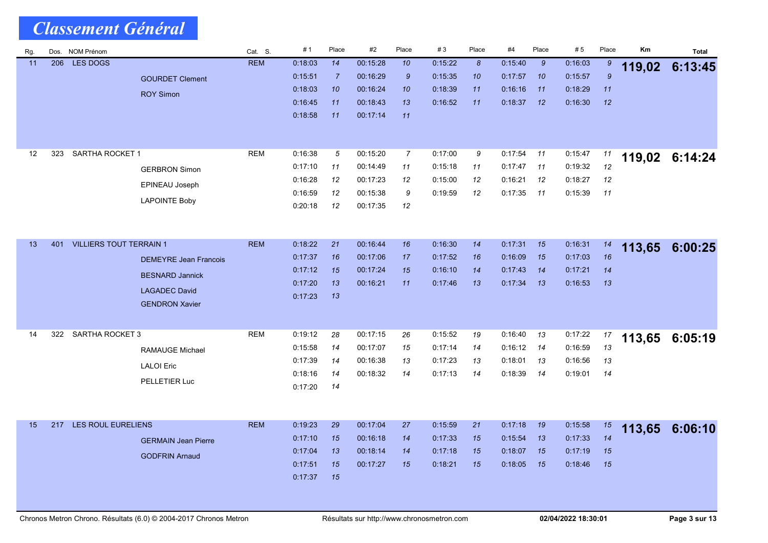# Classement Général

| Rg. | Dos. | NOM Prénom | Cat. S. | #1 | Place | #2 | Place | #3 | Place | #4 | Place | #5 | Place | Km | Total |
|---|---|---|---|---|---|---|---|---|---|---|---|---|---|---|---|
| 11 | 206 | LES DOGS | REM | 0:18:03 | 14 | 00:15:28 | 10 | 0:15:22 | 8 | 0:15:40 | 9 | 0:16:03 | 9 | **119,02** | **6:13:45** |
| | | GOURDET Clement | | 0:15:51 | 7 | 00:16:29 | 9 | 0:15:35 | 10 | 0:17:57 | 10 | 0:15:57 | 9 | | |
| | | ROY Simon | | 0:18:03 | 10 | 00:16:24 | 10 | 0:18:39 | 11 | 0:16:16 | 11 | 0:18:29 | 11 | | |
| | | | | 0:16:45 | 11 | 00:18:43 | 13 | 0:16:52 | 11 | 0:18:37 | 12 | 0:16:30 | 12 | | |
| | | | | 0:18:58 | 11 | 00:17:14 | 11 | | | | | | | | |
| 12 | 323 | SARTHA ROCKET 1 | REM | 0:16:38 | 5 | 00:15:20 | 7 | 0:17:00 | 9 | 0:17:54 | 11 | 0:15:47 | 11 | **119,02** | **6:14:24** |
| | | GERBRON Simon | | 0:17:10 | 11 | 00:14:49 | 11 | 0:15:18 | 11 | 0:17:47 | 11 | 0:19:32 | 12 | | |
| | | EPINEAU Joseph | | 0:16:28 | 12 | 00:17:23 | 12 | 0:15:00 | 12 | 0:16:21 | 12 | 0:18:27 | 12 | | |
| | | LAPOINTE Boby | | 0:16:59 | 12 | 00:15:38 | 9 | 0:19:59 | 12 | 0:17:35 | 11 | 0:15:39 | 11 | | |
| | | | | 0:20:18 | 12 | 00:17:35 | 12 | | | | | | | | |
| 13 | 401 | VILLIERS TOUT TERRAIN 1 | REM | 0:18:22 | 21 | 00:16:44 | 16 | 0:16:30 | 14 | 0:17:31 | 15 | 0:16:31 | 14 | **113,65** | **6:00:25** |
| | | DEMEYRE Jean Francois | | 0:17:37 | 16 | 00:17:06 | 17 | 0:17:52 | 16 | 0:16:09 | 15 | 0:17:03 | 16 | | |
| | | BESNARD Jannick | | 0:17:12 | 15 | 00:17:24 | 15 | 0:16:10 | 14 | 0:17:43 | 14 | 0:17:21 | 14 | | |
| | | LAGADEC David | | 0:17:20 | 13 | 00:16:21 | 11 | 0:17:46 | 13 | 0:17:34 | 13 | 0:16:53 | 13 | | |
| | | GENDRON Xavier | | 0:17:23 | 13 | | | | | | | | | | |
| 14 | 322 | SARTHA ROCKET 3 | REM | 0:19:12 | 28 | 00:17:15 | 26 | 0:15:52 | 19 | 0:16:40 | 13 | 0:17:22 | 17 | **113,65** | **6:05:19** |
| | | RAMAUGE Michael | | 0:15:58 | 14 | 00:17:07 | 15 | 0:17:14 | 14 | 0:16:12 | 14 | 0:16:59 | 13 | | |
| | | LALOI Eric | | 0:17:39 | 14 | 00:16:38 | 13 | 0:17:23 | 13 | 0:18:01 | 13 | 0:16:56 | 13 | | |
| | | PELLETIER Luc | | 0:18:16 | 14 | 00:18:32 | 14 | 0:17:13 | 14 | 0:18:39 | 14 | 0:19:01 | 14 | | |
| | | | | 0:17:20 | 14 | | | | | | | | | | |
| 15 | 217 | LES ROUL EURELIENS | REM | 0:19:23 | 29 | 00:17:04 | 27 | 0:15:59 | 21 | 0:17:18 | 19 | 0:15:58 | 15 | **113,65** | **6:06:10** |
| | | GERMAIN Jean Pierre | | 0:17:10 | 15 | 00:16:18 | 14 | 0:17:33 | 15 | 0:15:54 | 13 | 0:17:33 | 14 | | |
| | | GODFRIN Arnaud | | 0:17:04 | 13 | 00:18:14 | 14 | 0:17:18 | 15 | 0:18:07 | 15 | 0:17:19 | 15 | | |
| | | | | 0:17:51 | 15 | 00:17:27 | 15 | 0:18:21 | 15 | 0:18:05 | 15 | 0:18:46 | 15 | | |
| | | | | 0:17:37 | 15 | | | | | | | | | | |

Chronos Metron Chrono. Résultats (6.0) © 2004-2017 Chronos Metron — Résultats sur http://www.chronosmetron.com — 02/04/2022 18:30:01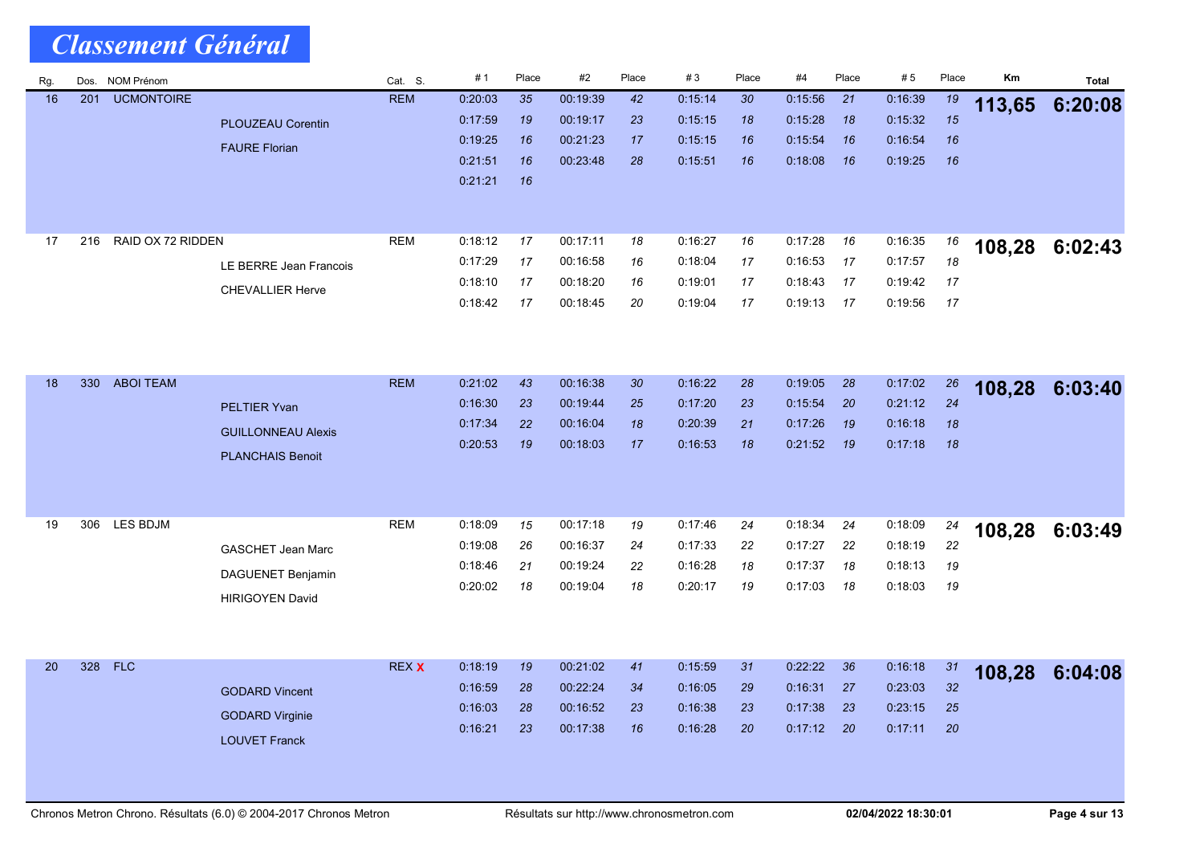# Classement Général

| Rg. | Dos. | NOM Prénom | | Cat. S. | # 1 | Place | #2 | Place | # 3 | Place | #4 | Place | # 5 | Place | Km | Total |
|---|---|---|---|---|---|---|---|---|---|---|---|---|---|---|---|---|
| 16 | 201 | UCMONTOIRE | | REM | 0:20:03 | 35 | 00:19:39 | 42 | 0:15:14 | 30 | 0:15:56 | 21 | 0:16:39 | 19 | **113,65** | **6:20:08** |
| | | | PLOUZEAU Corentin | | 0:17:59 | 19 | 00:19:17 | 23 | 0:15:15 | 18 | 0:15:28 | 18 | 0:15:32 | 15 | | |
| | | | FAURE Florian | | 0:19:25 | 16 | 00:21:23 | 17 | 0:15:15 | 16 | 0:15:54 | 16 | 0:16:54 | 16 | | |
| | | | | | 0:21:51 | 16 | 00:23:48 | 28 | 0:15:51 | 16 | 0:18:08 | 16 | 0:19:25 | 16 | | |
| | | | | | 0:21:21 | 16 | | | | | | | | | | |
| 17 | 216 | RAID OX 72 RIDDEN | | REM | 0:18:12 | 17 | 00:17:11 | 18 | 0:16:27 | 16 | 0:17:28 | 16 | 0:16:35 | 16 | **108,28** | **6:02:43** |
| | | | LE BERRE Jean Francois | | 0:17:29 | 17 | 00:16:58 | 16 | 0:18:04 | 17 | 0:16:53 | 17 | 0:17:57 | 18 | | |
| | | | CHEVALLIER Herve | | 0:18:10 | 17 | 00:18:20 | 16 | 0:19:01 | 17 | 0:18:43 | 17 | 0:19:42 | 17 | | |
| | | | | | 0:18:42 | 17 | 00:18:45 | 20 | 0:19:04 | 17 | 0:19:13 | 17 | 0:19:56 | 17 | | |
| 18 | 330 | ABOI TEAM | | REM | 0:21:02 | 43 | 00:16:38 | 30 | 0:16:22 | 28 | 0:19:05 | 28 | 0:17:02 | 26 | **108,28** | **6:03:40** |
| | | | PELTIER Yvan | | 0:16:30 | 23 | 00:19:44 | 25 | 0:17:20 | 23 | 0:15:54 | 20 | 0:21:12 | 24 | | |
| | | | GUILLONNEAU Alexis | | 0:17:34 | 22 | 00:16:04 | 18 | 0:20:39 | 21 | 0:17:26 | 19 | 0:16:18 | 18 | | |
| | | | PLANCHAIS Benoit | | 0:20:53 | 19 | 00:18:03 | 17 | 0:16:53 | 18 | 0:21:52 | 19 | 0:17:18 | 18 | | |
| 19 | 306 | LES BDJM | | REM | 0:18:09 | 15 | 00:17:18 | 19 | 0:17:46 | 24 | 0:18:34 | 24 | 0:18:09 | 24 | **108,28** | **6:03:49** |
| | | | GASCHET Jean Marc | | 0:19:08 | 26 | 00:16:37 | 24 | 0:17:33 | 22 | 0:17:27 | 22 | 0:18:19 | 22 | | |
| | | | DAGUENET Benjamin | | 0:18:46 | 21 | 00:19:24 | 22 | 0:16:28 | 18 | 0:17:37 | 18 | 0:18:13 | 19 | | |
| | | | HIRIGOYEN David | | 0:20:02 | 18 | 00:19:04 | 18 | 0:20:17 | 19 | 0:17:03 | 18 | 0:18:03 | 19 | | |
| 20 | 328 | FLC | | REX X | 0:18:19 | 19 | 00:21:02 | 41 | 0:15:59 | 31 | 0:22:22 | 36 | 0:16:18 | 31 | **108,28** | **6:04:08** |
| | | | GODARD Vincent | | 0:16:59 | 28 | 00:22:24 | 34 | 0:16:05 | 29 | 0:16:31 | 27 | 0:23:03 | 32 | | |
| | | | GODARD Virginie | | 0:16:03 | 28 | 00:16:52 | 23 | 0:16:38 | 23 | 0:17:38 | 23 | 0:23:15 | 25 | | |
| | | | LOUVET Franck | | 0:16:21 | 23 | 00:17:38 | 16 | 0:16:28 | 20 | 0:17:12 | 20 | 0:17:11 | 20 | | |

Chronos Metron Chrono. Résultats (6.0) © 2004-2017 Chronos Metron — Résultats sur http://www.chronosmetron.com — 02/04/2022 18:30:01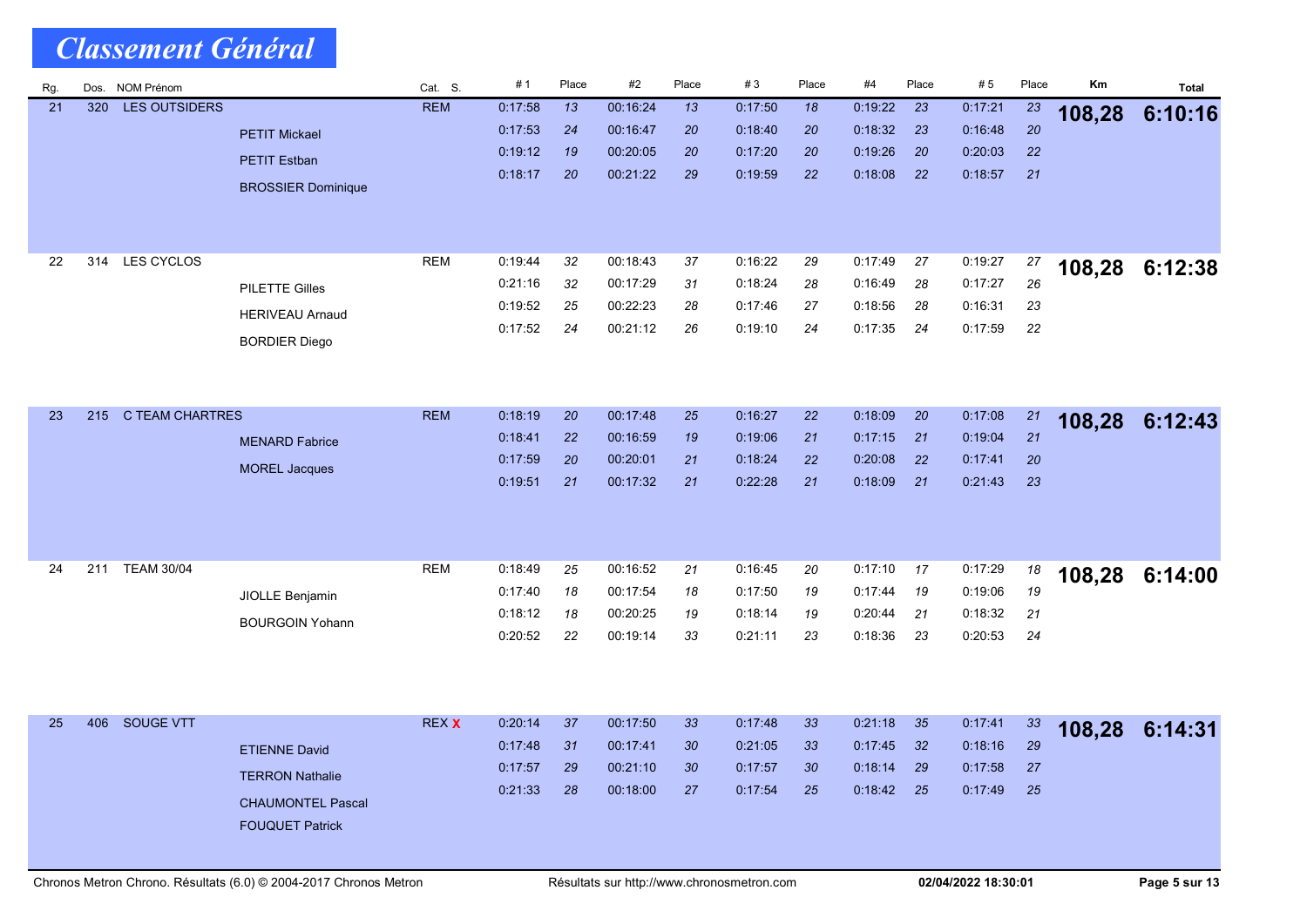# Classement Général

| Rg. | Dos. | NOM Prénom | | Cat. | S. | # 1 | Place | #2 | Place | # 3 | Place | #4 | Place | # 5 | Place | Km | Total |
|---|---|---|---|---|---|---|---|---|---|---|---|---|---|---|---|---|---|
| 21 | 320 | LES OUTSIDERS | | REM | | 0:17:58 | 13 | 00:16:24 | 13 | 0:17:50 | 18 | 0:19:22 | 23 | 0:17:21 | 23 | 108,28 | 6:10:16 |
| | | | PETIT Mickael | | | 0:17:53 | 24 | 00:16:47 | 20 | 0:18:40 | 20 | 0:18:32 | 23 | 0:16:48 | 20 | | |
| | | | PETIT Estban | | | 0:19:12 | 19 | 00:20:05 | 20 | 0:17:20 | 20 | 0:19:26 | 20 | 0:20:03 | 22 | | |
| | | | BROSSIER Dominique | | | 0:18:17 | 20 | 00:21:22 | 29 | 0:19:59 | 22 | 0:18:08 | 22 | 0:18:57 | 21 | | |
| 22 | 314 | LES CYCLOS | | REM | | 0:19:44 | 32 | 00:18:43 | 37 | 0:16:22 | 29 | 0:17:49 | 27 | 0:19:27 | 27 | 108,28 | 6:12:38 |
| | | | PILETTE Gilles | | | 0:21:16 | 32 | 00:17:29 | 31 | 0:18:24 | 28 | 0:16:49 | 28 | 0:17:27 | 26 | | |
| | | | HERIVEAU Arnaud | | | 0:19:52 | 25 | 00:22:23 | 28 | 0:17:46 | 27 | 0:18:56 | 28 | 0:16:31 | 23 | | |
| | | | BORDIER Diego | | | 0:17:52 | 24 | 00:21:12 | 26 | 0:19:10 | 24 | 0:17:35 | 24 | 0:17:59 | 22 | | |
| 23 | 215 | C TEAM CHARTRES | | REM | | 0:18:19 | 20 | 00:17:48 | 25 | 0:16:27 | 22 | 0:18:09 | 20 | 0:17:08 | 21 | 108,28 | 6:12:43 |
| | | | MENARD Fabrice | | | 0:18:41 | 22 | 00:16:59 | 19 | 0:19:06 | 21 | 0:17:15 | 21 | 0:19:04 | 21 | | |
| | | | MOREL Jacques | | | 0:17:59 | 20 | 00:20:01 | 21 | 0:18:24 | 22 | 0:20:08 | 22 | 0:17:41 | 20 | | |
| | | | | | | 0:19:51 | 21 | 00:17:32 | 21 | 0:22:28 | 21 | 0:18:09 | 21 | 0:21:43 | 23 | | |
| 24 | 211 | TEAM 30/04 | | REM | | 0:18:49 | 25 | 00:16:52 | 21 | 0:16:45 | 20 | 0:17:10 | 17 | 0:17:29 | 18 | 108,28 | 6:14:00 |
| | | | JIOLLE Benjamin | | | 0:17:40 | 18 | 00:17:54 | 18 | 0:17:50 | 19 | 0:17:44 | 19 | 0:19:06 | 19 | | |
| | | | BOURGOIN Yohann | | | 0:18:12 | 18 | 00:20:25 | 19 | 0:18:14 | 19 | 0:20:44 | 21 | 0:18:32 | 21 | | |
| | | | | | | 0:20:52 | 22 | 00:19:14 | 33 | 0:21:11 | 23 | 0:18:36 | 23 | 0:20:53 | 24 | | |
| 25 | 406 | SOUGE VTT | | REX | X | 0:20:14 | 37 | 00:17:50 | 33 | 0:17:48 | 33 | 0:21:18 | 35 | 0:17:41 | 33 | 108,28 | 6:14:31 |
| | | | ETIENNE David | | | 0:17:48 | 31 | 00:17:41 | 30 | 0:21:05 | 33 | 0:17:45 | 32 | 0:18:16 | 29 | | |
| | | | TERRON Nathalie | | | 0:17:57 | 29 | 00:21:10 | 30 | 0:17:57 | 30 | 0:18:14 | 29 | 0:17:58 | 27 | | |
| | | | CHAUMONTEL Pascal | | | 0:21:33 | 28 | 00:18:00 | 27 | 0:17:54 | 25 | 0:18:42 | 25 | 0:17:49 | 25 | | |
| | | | FOUQUET Patrick | | | | | | | | | | | | | | |

Chronos Metron Chrono. Résultats (6.0) © 2004-2017 Chronos Metron — Résultats sur http://www.chronosmetron.com — 02/04/2022 18:30:01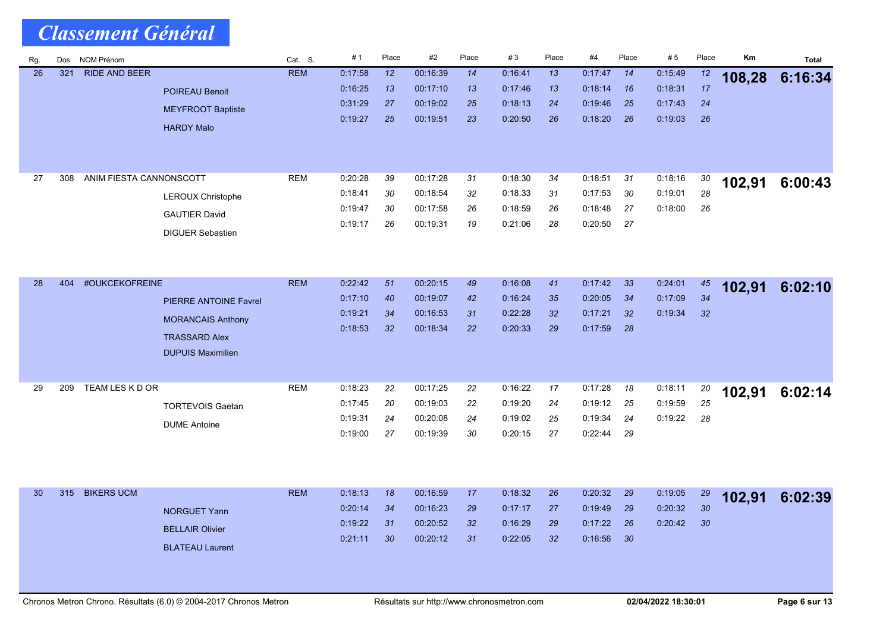# Classement Général

| Rg. | Dos. | NOM Prénom | Cat. S. | # 1 | Place | #2 | Place | # 3 | Place | #4 | Place | # 5 | Place | Km | Total |
|---|---|---|---|---|---|---|---|---|---|---|---|---|---|---|---|
| 26 | 321 | RIDE AND BEER | REM | 0:17:58 | 12 | 00:16:39 | 14 | 0:16:41 | 13 | 0:17:47 | 14 | 0:15:49 | 12 | **108,28** | **6:16:34** |
| | | POIREAU Benoit | | 0:16:25 | 13 | 00:17:10 | 13 | 0:17:46 | 13 | 0:18:14 | 16 | 0:18:31 | 17 | | |
| | | MEYFROOT Baptiste | | 0:31:29 | 27 | 00:19:02 | 25 | 0:18:13 | 24 | 0:19:46 | 25 | 0:17:43 | 24 | | |
| | | HARDY Malo | | 0:19:27 | 25 | 00:19:51 | 23 | 0:20:50 | 26 | 0:18:20 | 26 | 0:19:03 | 26 | | |
| 27 | 308 | ANIM FIESTA CANNONSCOTT | REM | 0:20:28 | 39 | 00:17:28 | 31 | 0:18:30 | 34 | 0:18:51 | 31 | 0:18:16 | 30 | **102,91** | **6:00:43** |
| | | LEROUX Christophe | | 0:18:41 | 30 | 00:18:54 | 32 | 0:18:33 | 31 | 0:17:53 | 30 | 0:19:01 | 28 | | |
| | | GAUTIER David | | 0:19:47 | 30 | 00:17:58 | 26 | 0:18:59 | 26 | 0:18:48 | 27 | 0:18:00 | 26 | | |
| | | DIGUER Sebastien | | 0:19:17 | 26 | 00:19:31 | 19 | 0:21:06 | 28 | 0:20:50 | 27 | | | | |
| 28 | 404 | #OUKCEKOFREINE | REM | 0:22:42 | 51 | 00:20:15 | 49 | 0:16:08 | 41 | 0:17:42 | 33 | 0:24:01 | 45 | **102,91** | **6:02:10** |
| | | PIERRE ANTOINE Favrel | | 0:17:10 | 40 | 00:19:07 | 42 | 0:16:24 | 35 | 0:20:05 | 34 | 0:17:09 | 34 | | |
| | | MORANCAIS Anthony | | 0:19:21 | 34 | 00:16:53 | 31 | 0:22:28 | 32 | 0:17:21 | 32 | 0:19:34 | 32 | | |
| | | TRASSARD Alex | | 0:18:53 | 32 | 00:18:34 | 22 | 0:20:33 | 29 | 0:17:59 | 28 | | | | |
| | | DUPUIS Maximilien | | | | | | | | | | | | | |
| 29 | 209 | TEAM LES K D OR | REM | 0:18:23 | 22 | 00:17:25 | 22 | 0:16:22 | 17 | 0:17:28 | 18 | 0:18:11 | 20 | **102,91** | **6:02:14** |
| | | TORTEVOIS Gaetan | | 0:17:45 | 20 | 00:19:03 | 22 | 0:19:20 | 24 | 0:19:12 | 25 | 0:19:59 | 25 | | |
| | | DUME Antoine | | 0:19:31 | 24 | 00:20:08 | 24 | 0:19:02 | 25 | 0:19:34 | 24 | 0:19:22 | 28 | | |
| | | | | 0:19:00 | 27 | 00:19:39 | 30 | 0:20:15 | 27 | 0:22:44 | 29 | | | | |
| 30 | 315 | BIKERS UCM | REM | 0:18:13 | 18 | 00:16:59 | 17 | 0:18:32 | 26 | 0:20:32 | 29 | 0:19:05 | 29 | **102,91** | **6:02:39** |
| | | NORGUET Yann | | 0:20:14 | 34 | 00:16:23 | 29 | 0:17:17 | 27 | 0:19:49 | 29 | 0:20:32 | 30 | | |
| | | BELLAIR Olivier | | 0:19:22 | 31 | 00:20:52 | 32 | 0:16:29 | 29 | 0:17:22 | 26 | 0:20:42 | 30 | | |
| | | BLATEAU Laurent | | 0:21:11 | 30 | 00:20:12 | 31 | 0:22:05 | 32 | 0:16:56 | 30 | | | | |

Chronos Metron Chrono. Résultats (6.0) © 2004-2017 Chronos Metron — Résultats sur http://www.chronosmetron.com — 02/04/2022 18:30:01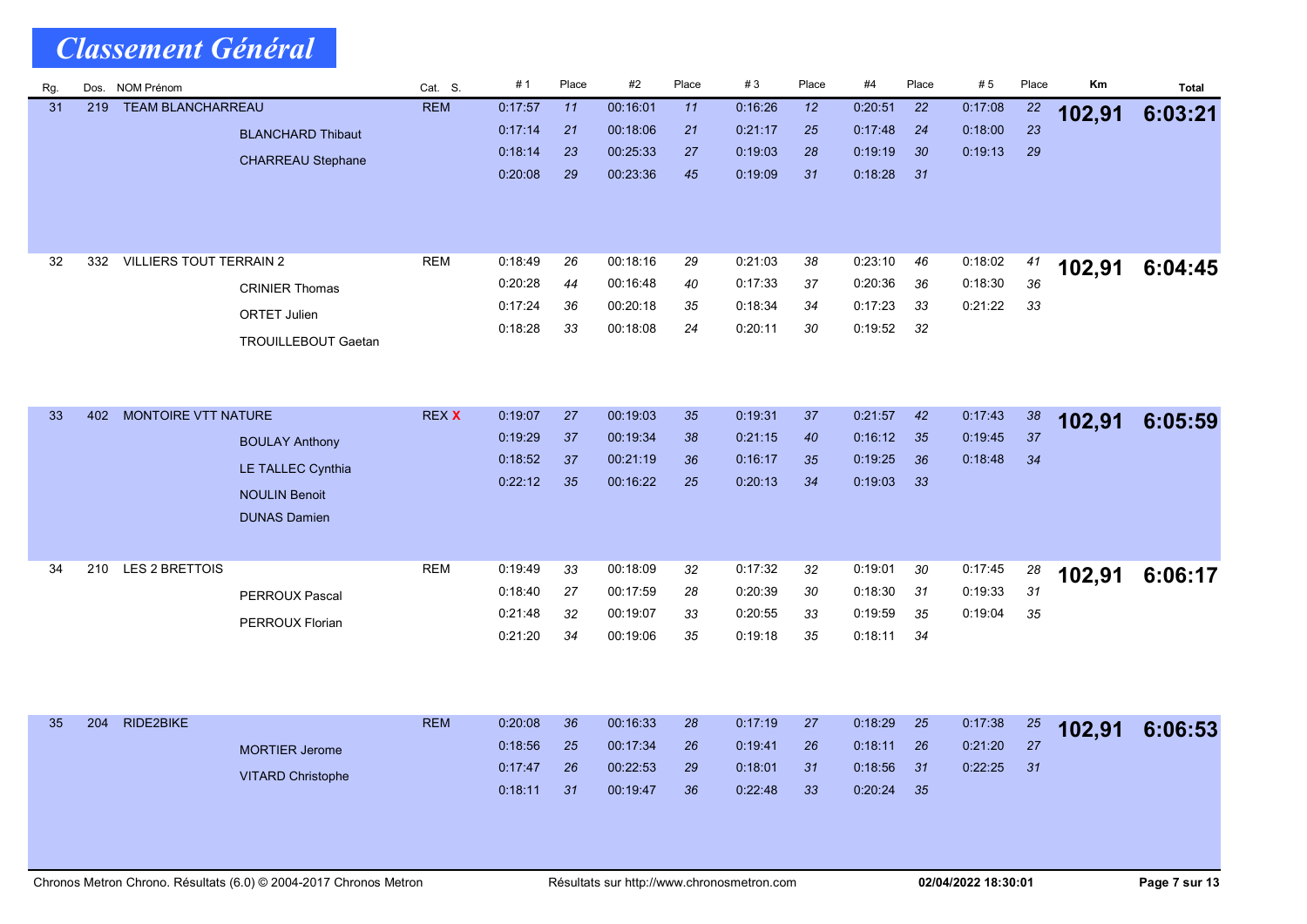# Classement Général

| Rg. | Dos. | NOM Prénom | | Cat. S. | # 1 | Place | #2 | Place | # 3 | Place | #4 | Place | # 5 | Place | Km | Total |
|---|---|---|---|---|---|---|---|---|---|---|---|---|---|---|---|---|
| 31 | 219 | TEAM BLANCHARREAU | | REM | 0:17:57 | 11 | 00:16:01 | 11 | 0:16:26 | 12 | 0:20:51 | 22 | 0:17:08 | 22 | **102,91** | **6:03:21** |
| | | | BLANCHARD Thibaut | | 0:17:14 | 21 | 00:18:06 | 21 | 0:21:17 | 25 | 0:17:48 | 24 | 0:18:00 | 23 | | |
| | | | CHARREAU Stephane | | 0:18:14 | 23 | 00:25:33 | 27 | 0:19:03 | 28 | 0:19:19 | 30 | 0:19:13 | 29 | | |
| | | | | | 0:20:08 | 29 | 00:23:36 | 45 | 0:19:09 | 31 | 0:18:28 | 31 | | | | |
| 32 | 332 | VILLIERS TOUT TERRAIN 2 | | REM | 0:18:49 | 26 | 00:18:16 | 29 | 0:21:03 | 38 | 0:23:10 | 46 | 0:18:02 | 41 | **102,91** | **6:04:45** |
| | | | CRINIER Thomas | | 0:20:28 | 44 | 00:16:48 | 40 | 0:17:33 | 37 | 0:20:36 | 36 | 0:18:30 | 36 | | |
| | | | ORTET Julien | | 0:17:24 | 36 | 00:20:18 | 35 | 0:18:34 | 34 | 0:17:23 | 33 | 0:21:22 | 33 | | |
| | | | TROUILLEBOUT Gaetan | | 0:18:28 | 33 | 00:18:08 | 24 | 0:20:11 | 30 | 0:19:52 | 32 | | | | |
| 33 | 402 | MONTOIRE VTT NATURE | | REX X | 0:19:07 | 27 | 00:19:03 | 35 | 0:19:31 | 37 | 0:21:57 | 42 | 0:17:43 | 38 | **102,91** | **6:05:59** |
| | | | BOULAY Anthony | | 0:19:29 | 37 | 00:19:34 | 38 | 0:21:15 | 40 | 0:16:12 | 35 | 0:19:45 | 37 | | |
| | | | LE TALLEC Cynthia | | 0:18:52 | 37 | 00:21:19 | 36 | 0:16:17 | 35 | 0:19:25 | 36 | 0:18:48 | 34 | | |
| | | | NOULIN Benoit | | 0:22:12 | 35 | 00:16:22 | 25 | 0:20:13 | 34 | 0:19:03 | 33 | | | | |
| | | | DUNAS Damien | | | | | | | | | | | | | |
| 34 | 210 | LES 2 BRETTOIS | | REM | 0:19:49 | 33 | 00:18:09 | 32 | 0:17:32 | 32 | 0:19:01 | 30 | 0:17:45 | 28 | **102,91** | **6:06:17** |
| | | | PERROUX Pascal | | 0:18:40 | 27 | 00:17:59 | 28 | 0:20:39 | 30 | 0:18:30 | 31 | 0:19:33 | 31 | | |
| | | | PERROUX Florian | | 0:21:48 | 32 | 00:19:07 | 33 | 0:20:55 | 33 | 0:19:59 | 35 | 0:19:04 | 35 | | |
| | | | | | 0:21:20 | 34 | 00:19:06 | 35 | 0:19:18 | 35 | 0:18:11 | 34 | | | | |
| 35 | 204 | RIDE2BIKE | | REM | 0:20:08 | 36 | 00:16:33 | 28 | 0:17:19 | 27 | 0:18:29 | 25 | 0:17:38 | 25 | **102,91** | **6:06:53** |
| | | | MORTIER Jerome | | 0:18:56 | 25 | 00:17:34 | 26 | 0:19:41 | 26 | 0:18:11 | 26 | 0:21:20 | 27 | | |
| | | | VITARD Christophe | | 0:17:47 | 26 | 00:22:53 | 29 | 0:18:01 | 31 | 0:18:56 | 31 | 0:22:25 | 31 | | |
| | | | | | 0:18:11 | 31 | 00:19:47 | 36 | 0:22:48 | 33 | 0:20:24 | 35 | | | | |

Chronos Metron Chrono. Résultats (6.0) © 2004-2017 Chronos Metron — Résultats sur http://www.chronosmetron.com — 02/04/2022 18:30:01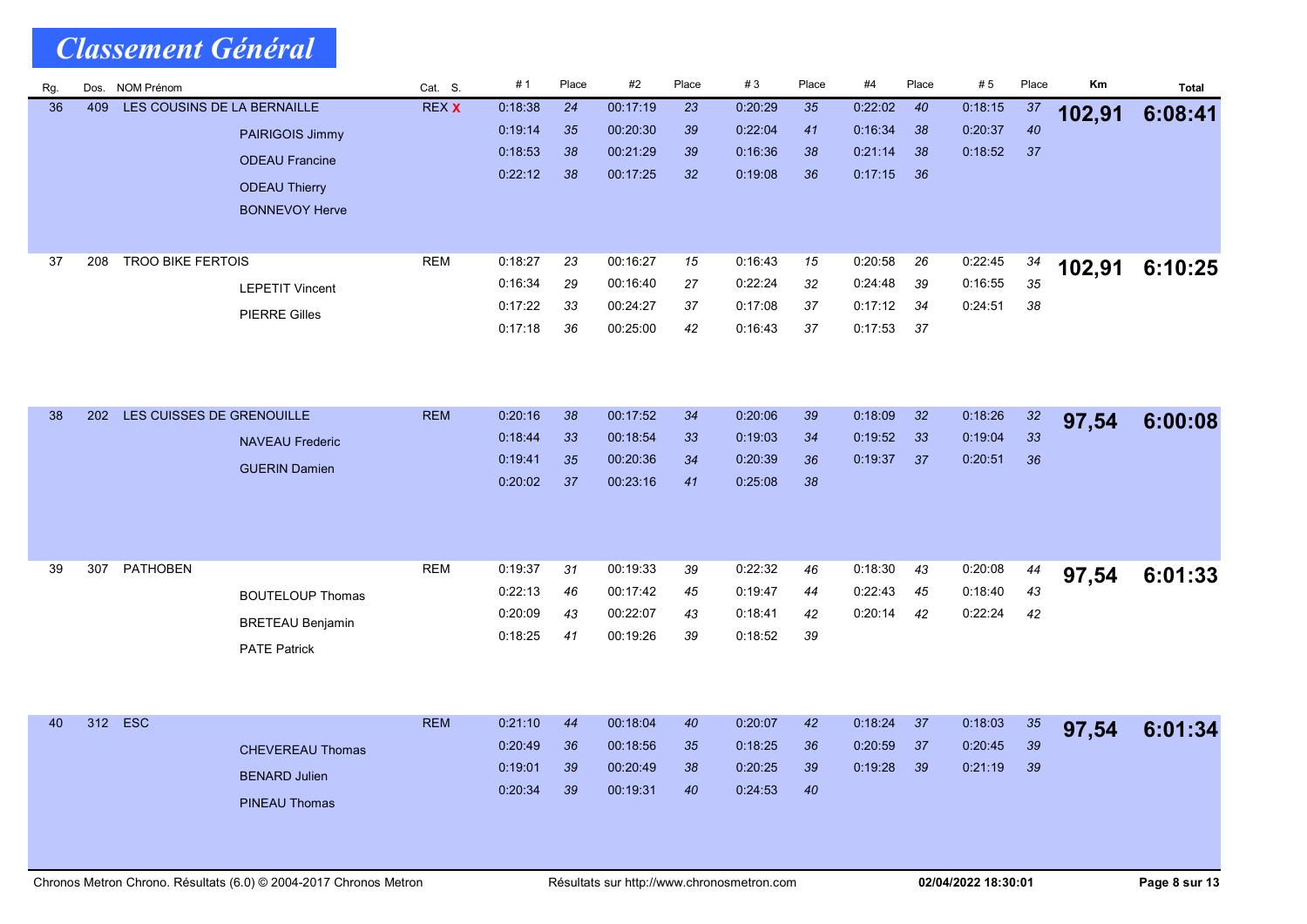# Classement Général

| Rg. | Dos. | NOM Prénom | Cat. S. | # 1 | Place | #2 | Place | # 3 | Place | #4 | Place | # 5 | Place | Km | Total |
|---|---|---|---|---|---|---|---|---|---|---|---|---|---|---|---|
| 36 | 409 | LES COUSINS DE LA BERNAILLE | REX X | 0:18:38 | 24 | 00:17:19 | 23 | 0:20:29 | 35 | 0:22:02 | 40 | 0:18:15 | 37 | 102,91 | 6:08:41 |
| | | PAIRIGOIS Jimmy | | 0:19:14 | 35 | 00:20:30 | 39 | 0:22:04 | 41 | 0:16:34 | 38 | 0:20:37 | 40 | | |
| | | ODEAU Francine | | 0:18:53 | 38 | 00:21:29 | 39 | 0:16:36 | 38 | 0:21:14 | 38 | 0:18:52 | 37 | | |
| | | ODEAU Thierry | | 0:22:12 | 38 | 00:17:25 | 32 | 0:19:08 | 36 | 0:17:15 | 36 | | | | |
| | | BONNEVOY Herve | | | | | | | | | | | | | |
| 37 | 208 | TROO BIKE FERTOIS | REM | 0:18:27 | 23 | 00:16:27 | 15 | 0:16:43 | 15 | 0:20:58 | 26 | 0:22:45 | 34 | 102,91 | 6:10:25 |
| | | LEPETIT Vincent | | 0:16:34 | 29 | 00:16:40 | 27 | 0:22:24 | 32 | 0:24:48 | 39 | 0:16:55 | 35 | | |
| | | PIERRE Gilles | | 0:17:22 | 33 | 00:24:27 | 37 | 0:17:08 | 37 | 0:17:12 | 34 | 0:24:51 | 38 | | |
| | | | | 0:17:18 | 36 | 00:25:00 | 42 | 0:16:43 | 37 | 0:17:53 | 37 | | | | |
| 38 | 202 | LES CUISSES DE GRENOUILLE | REM | 0:20:16 | 38 | 00:17:52 | 34 | 0:20:06 | 39 | 0:18:09 | 32 | 0:18:26 | 32 | 97,54 | 6:00:08 |
| | | NAVEAU Frederic | | 0:18:44 | 33 | 00:18:54 | 33 | 0:19:03 | 34 | 0:19:52 | 33 | 0:19:04 | 33 | | |
| | | GUERIN Damien | | 0:19:41 | 35 | 00:20:36 | 34 | 0:20:39 | 36 | 0:19:37 | 37 | 0:20:51 | 36 | | |
| | | | | 0:20:02 | 37 | 00:23:16 | 41 | 0:25:08 | 38 | | | | | | |
| 39 | 307 | PATHOBEN | REM | 0:19:37 | 31 | 00:19:33 | 39 | 0:22:32 | 46 | 0:18:30 | 43 | 0:20:08 | 44 | 97,54 | 6:01:33 |
| | | BOUTELOUP Thomas | | 0:22:13 | 46 | 00:17:42 | 45 | 0:19:47 | 44 | 0:22:43 | 45 | 0:18:40 | 43 | | |
| | | BRETEAU Benjamin | | 0:20:09 | 43 | 00:22:07 | 43 | 0:18:41 | 42 | 0:20:14 | 42 | 0:22:24 | 42 | | |
| | | PATE Patrick | | 0:18:25 | 41 | 00:19:26 | 39 | 0:18:52 | 39 | | | | | | |
| 40 | 312 | ESC | REM | 0:21:10 | 44 | 00:18:04 | 40 | 0:20:07 | 42 | 0:18:24 | 37 | 0:18:03 | 35 | 97,54 | 6:01:34 |
| | | CHEVEREAU Thomas | | 0:20:49 | 36 | 00:18:56 | 35 | 0:18:25 | 36 | 0:20:59 | 37 | 0:20:45 | 39 | | |
| | | BENARD Julien | | 0:19:01 | 39 | 00:20:49 | 38 | 0:20:25 | 39 | 0:19:28 | 39 | 0:21:19 | 39 | | |
| | | PINEAU Thomas | | 0:20:34 | 39 | 00:19:31 | 40 | 0:24:53 | 40 | | | | | | |

Chronos Metron Chrono. Résultats (6.0) © 2004-2017 Chronos Metron — Résultats sur http://www.chronosmetron.com — 02/04/2022 18:30:01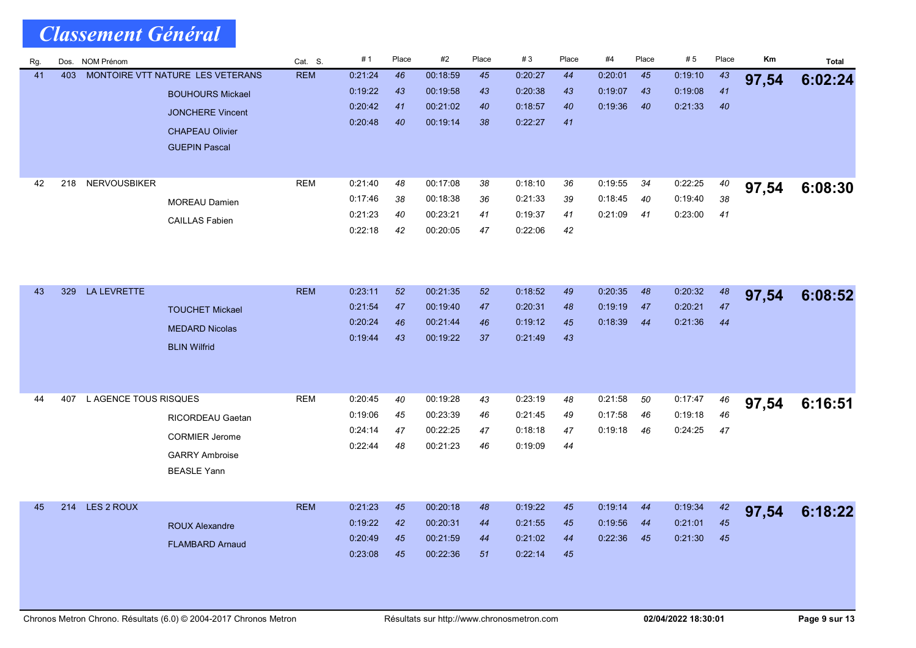# Classement Général

| Rg. | Dos. | NOM Prénom | Cat. S. | # 1 | Place | #2 | Place | # 3 | Place | #4 | Place | # 5 | Place | Km | Total |
|---|---|---|---|---|---|---|---|---|---|---|---|---|---|---|---|
| 41 | 403 | MONTOIRE VTT NATURE LES VETERANS | REM | 0:21:24 | 46 | 00:18:59 | 45 | 0:20:27 | 44 | 0:20:01 | 45 | 0:19:10 | 43 | 97,54 | 6:02:24 |
| | | BOUHOURS Mickael | | 0:19:22 | 43 | 00:19:58 | 43 | 0:20:38 | 43 | 0:19:07 | 43 | 0:19:08 | 41 | | |
| | | JONCHERE Vincent | | 0:20:42 | 41 | 00:21:02 | 40 | 0:18:57 | 40 | 0:19:36 | 40 | 0:21:33 | 40 | | |
| | | CHAPEAU Olivier | | 0:20:48 | 40 | 00:19:14 | 38 | 0:22:27 | 41 | | | | | | |
| | | GUEPIN Pascal | | | | | | | | | | | | | |
| 42 | 218 | NERVOUSBIKER | REM | 0:21:40 | 48 | 00:17:08 | 38 | 0:18:10 | 36 | 0:19:55 | 34 | 0:22:25 | 40 | 97,54 | 6:08:30 |
| | | MOREAU Damien | | 0:17:46 | 38 | 00:18:38 | 36 | 0:21:33 | 39 | 0:18:45 | 40 | 0:19:40 | 38 | | |
| | | CAILLAS Fabien | | 0:21:23 | 40 | 00:23:21 | 41 | 0:19:37 | 41 | 0:21:09 | 41 | 0:23:00 | 41 | | |
| | | | | 0:22:18 | 42 | 00:20:05 | 47 | 0:22:06 | 42 | | | | | | |
| 43 | 329 | LA LEVRETTE | REM | 0:23:11 | 52 | 00:21:35 | 52 | 0:18:52 | 49 | 0:20:35 | 48 | 0:20:32 | 48 | 97,54 | 6:08:52 |
| | | TOUCHET Mickael | | 0:21:54 | 47 | 00:19:40 | 47 | 0:20:31 | 48 | 0:19:19 | 47 | 0:20:21 | 47 | | |
| | | MEDARD Nicolas | | 0:20:24 | 46 | 00:21:44 | 46 | 0:19:12 | 45 | 0:18:39 | 44 | 0:21:36 | 44 | | |
| | | BLIN Wilfrid | | 0:19:44 | 43 | 00:19:22 | 37 | 0:21:49 | 43 | | | | | | |
| 44 | 407 | L AGENCE TOUS RISQUES | REM | 0:20:45 | 40 | 00:19:28 | 43 | 0:23:19 | 48 | 0:21:58 | 50 | 0:17:47 | 46 | 97,54 | 6:16:51 |
| | | RICORDEAU Gaetan | | 0:19:06 | 45 | 00:23:39 | 46 | 0:21:45 | 49 | 0:17:58 | 46 | 0:19:18 | 46 | | |
| | | CORMIER Jerome | | 0:24:14 | 47 | 00:22:25 | 47 | 0:18:18 | 47 | 0:19:18 | 46 | 0:24:25 | 47 | | |
| | | GARRY Ambroise | | 0:22:44 | 48 | 00:21:23 | 46 | 0:19:09 | 44 | | | | | | |
| | | BEASLE Yann | | | | | | | | | | | | | |
| 45 | 214 | LES 2 ROUX | REM | 0:21:23 | 45 | 00:20:18 | 48 | 0:19:22 | 45 | 0:19:14 | 44 | 0:19:34 | 42 | 97,54 | 6:18:22 |
| | | ROUX Alexandre | | 0:19:22 | 42 | 00:20:31 | 44 | 0:21:55 | 45 | 0:19:56 | 44 | 0:21:01 | 45 | | |
| | | FLAMBARD Arnaud | | 0:20:49 | 45 | 00:21:59 | 44 | 0:21:02 | 44 | 0:22:36 | 45 | 0:21:30 | 45 | | |
| | | | | 0:23:08 | 45 | 00:22:36 | 51 | 0:22:14 | 45 | | | | | | |

Chronos Metron Chrono. Résultats (6.0) © 2004-2017 Chronos Metron — Résultats sur http://www.chronosmetron.com — 02/04/2022 18:30:01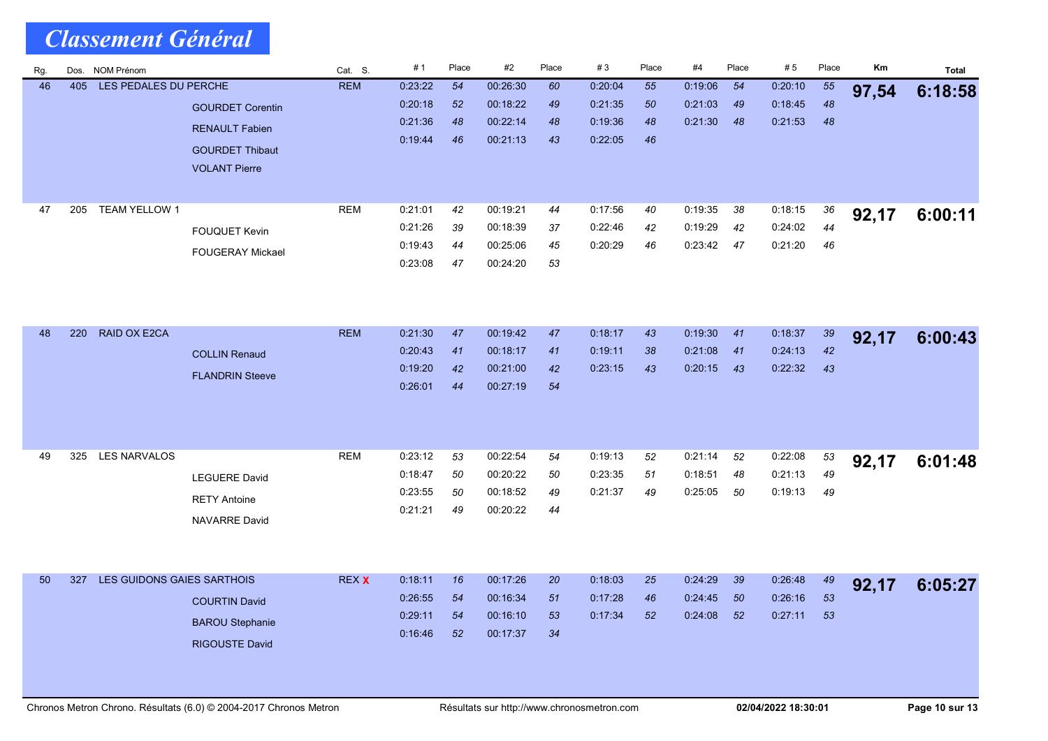# Classement Général

| Rg. | Dos. | NOM Prénom | | Cat. S. | # 1 | Place | #2 | Place | # 3 | Place | #4 | Place | # 5 | Place | Km | Total |
|---|---|---|---|---|---|---|---|---|---|---|---|---|---|---|---|---|
| 46 | 405 | LES PEDALES DU PERCHE | | REM | 0:23:22 | 54 | 00:26:30 | 60 | 0:20:04 | 55 | 0:19:06 | 54 | 0:20:10 | 55 | **97,54** | **6:18:58** |
| | | | GOURDET Corentin | | 0:20:18 | 52 | 00:18:22 | 49 | 0:21:35 | 50 | 0:21:03 | 49 | 0:18:45 | 48 | | |
| | | | RENAULT Fabien | | 0:21:36 | 48 | 00:22:14 | 48 | 0:19:36 | 48 | 0:21:30 | 48 | 0:21:53 | 48 | | |
| | | | GOURDET Thibaut | | 0:19:44 | 46 | 00:21:13 | 43 | 0:22:05 | 46 | | | | | | |
| | | | VOLANT Pierre | | | | | | | | | | | | | |
| 47 | 205 | TEAM YELLOW 1 | | REM | 0:21:01 | 42 | 00:19:21 | 44 | 0:17:56 | 40 | 0:19:35 | 38 | 0:18:15 | 36 | **92,17** | **6:00:11** |
| | | | FOUQUET Kevin | | 0:21:26 | 39 | 00:18:39 | 37 | 0:22:46 | 42 | 0:19:29 | 42 | 0:24:02 | 44 | | |
| | | | FOUGERAY Mickael | | 0:19:43 | 44 | 00:25:06 | 45 | 0:20:29 | 46 | 0:23:42 | 47 | 0:21:20 | 46 | | |
| | | | | | 0:23:08 | 47 | 00:24:20 | 53 | | | | | | | | |
| 48 | 220 | RAID OX E2CA | | REM | 0:21:30 | 47 | 00:19:42 | 47 | 0:18:17 | 43 | 0:19:30 | 41 | 0:18:37 | 39 | **92,17** | **6:00:43** |
| | | | COLLIN Renaud | | 0:20:43 | 41 | 00:18:17 | 41 | 0:19:11 | 38 | 0:21:08 | 41 | 0:24:13 | 42 | | |
| | | | FLANDRIN Steeve | | 0:19:20 | 42 | 00:21:00 | 42 | 0:23:15 | 43 | 0:20:15 | 43 | 0:22:32 | 43 | | |
| | | | | | 0:26:01 | 44 | 00:27:19 | 54 | | | | | | | | |
| 49 | 325 | LES NARVALOS | | REM | 0:23:12 | 53 | 00:22:54 | 54 | 0:19:13 | 52 | 0:21:14 | 52 | 0:22:08 | 53 | **92,17** | **6:01:48** |
| | | | LEGUERE David | | 0:18:47 | 50 | 00:20:22 | 50 | 0:23:35 | 51 | 0:18:51 | 48 | 0:21:13 | 49 | | |
| | | | RETY Antoine | | 0:23:55 | 50 | 00:18:52 | 49 | 0:21:37 | 49 | 0:25:05 | 50 | 0:19:13 | 49 | | |
| | | | NAVARRE David | | 0:21:21 | 49 | 00:20:22 | 44 | | | | | | | | |
| 50 | 327 | LES GUIDONS GAIES SARTHOIS | | REX X | 0:18:11 | 16 | 00:17:26 | 20 | 0:18:03 | 25 | 0:24:29 | 39 | 0:26:48 | 49 | **92,17** | **6:05:27** |
| | | | COURTIN David | | 0:26:55 | 54 | 00:16:34 | 51 | 0:17:28 | 46 | 0:24:45 | 50 | 0:26:16 | 53 | | |
| | | | BAROU Stephanie | | 0:29:11 | 54 | 00:16:10 | 53 | 0:17:34 | 52 | 0:24:08 | 52 | 0:27:11 | 53 | | |
| | | | RIGOUSTE David | | 0:16:46 | 52 | 00:17:37 | 34 | | | | | | | | |

Chronos Metron Chrono. Résultats (6.0) © 2004-2017 Chronos Metron — Résultats sur http://www.chronosmetron.com — 02/04/2022 18:30:01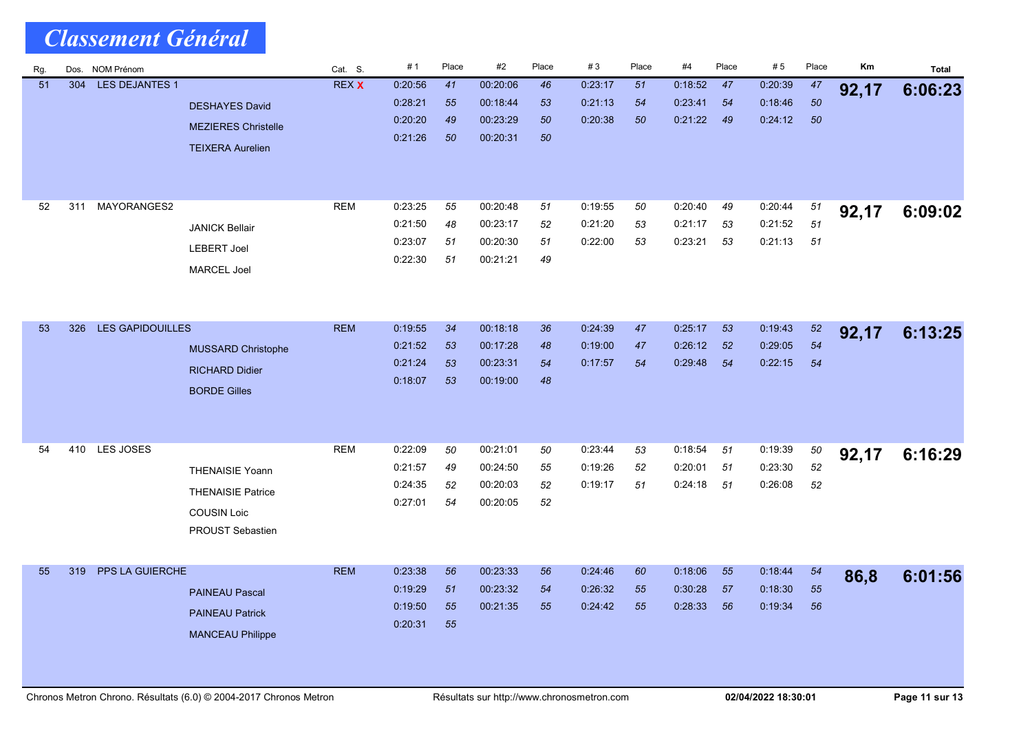# Classement Général

| Rg. | Dos. | NOM Prénom | Cat. S. | # 1 | Place | #2 | Place | # 3 | Place | #4 | Place | # 5 | Place | Km | Total |
|---|---|---|---|---|---|---|---|---|---|---|---|---|---|---|---|
| 51 | 304 | LES DEJANTES 1 | REX X | 0:20:56 | 41 | 00:20:06 | 46 | 0:23:17 | 51 | 0:18:52 | 47 | 0:20:39 | 47 | 92,17 | 6:06:23 |
| | | DESHAYES David | | 0:28:21 | 55 | 00:18:44 | 53 | 0:21:13 | 54 | 0:23:41 | 54 | 0:18:46 | 50 | | |
| | | MEZIERES Christelle | | 0:20:20 | 49 | 00:23:29 | 50 | 0:20:38 | 50 | 0:21:22 | 49 | 0:24:12 | 50 | | |
| | | TEIXERA Aurelien | | 0:21:26 | 50 | 00:20:31 | 50 | | | | | | | | |
| 52 | 311 | MAYORANGES2 | REM | 0:23:25 | 55 | 00:20:48 | 51 | 0:19:55 | 50 | 0:20:40 | 49 | 0:20:44 | 51 | 92,17 | 6:09:02 |
| | | JANICK Bellair | | 0:21:50 | 48 | 00:23:17 | 52 | 0:21:20 | 53 | 0:21:17 | 53 | 0:21:52 | 51 | | |
| | | LEBERT Joel | | 0:23:07 | 51 | 00:20:30 | 51 | 0:22:00 | 53 | 0:23:21 | 53 | 0:21:13 | 51 | | |
| | | MARCEL Joel | | 0:22:30 | 51 | 00:21:21 | 49 | | | | | | | | |
| 53 | 326 | LES GAPIDOUILLES | REM | 0:19:55 | 34 | 00:18:18 | 36 | 0:24:39 | 47 | 0:25:17 | 53 | 0:19:43 | 52 | 92,17 | 6:13:25 |
| | | MUSSARD Christophe | | 0:21:52 | 53 | 00:17:28 | 48 | 0:19:00 | 47 | 0:26:12 | 52 | 0:29:05 | 54 | | |
| | | RICHARD Didier | | 0:21:24 | 53 | 00:23:31 | 54 | 0:17:57 | 54 | 0:29:48 | 54 | 0:22:15 | 54 | | |
| | | BORDE Gilles | | 0:18:07 | 53 | 00:19:00 | 48 | | | | | | | | |
| 54 | 410 | LES JOSES | REM | 0:22:09 | 50 | 00:21:01 | 50 | 0:23:44 | 53 | 0:18:54 | 51 | 0:19:39 | 50 | 92,17 | 6:16:29 |
| | | THENAISIE Yoann | | 0:21:57 | 49 | 00:24:50 | 55 | 0:19:26 | 52 | 0:20:01 | 51 | 0:23:30 | 52 | | |
| | | THENAISIE Patrice | | 0:24:35 | 52 | 00:20:03 | 52 | 0:19:17 | 51 | 0:24:18 | 51 | 0:26:08 | 52 | | |
| | | COUSIN Loic | | 0:27:01 | 54 | 00:20:05 | 52 | | | | | | | | |
| | | PROUST Sebastien | | | | | | | | | | | | | |
| 55 | 319 | PPS LA GUIERCHE | REM | 0:23:38 | 56 | 00:23:33 | 56 | 0:24:46 | 60 | 0:18:06 | 55 | 0:18:44 | 54 | 86,8 | 6:01:56 |
| | | PAINEAU Pascal | | 0:19:29 | 51 | 00:23:32 | 54 | 0:26:32 | 55 | 0:30:28 | 57 | 0:18:30 | 55 | | |
| | | PAINEAU Patrick | | 0:19:50 | 55 | 00:21:35 | 55 | 0:24:42 | 55 | 0:28:33 | 56 | 0:19:34 | 56 | | |
| | | MANCEAU Philippe | | 0:20:31 | 55 | | | | | | | | | | |

Chronos Metron Chrono. Résultats (6.0) © 2004-2017 Chronos Metron — Résultats sur http://www.chronosmetron.com — 02/04/2022 18:30:01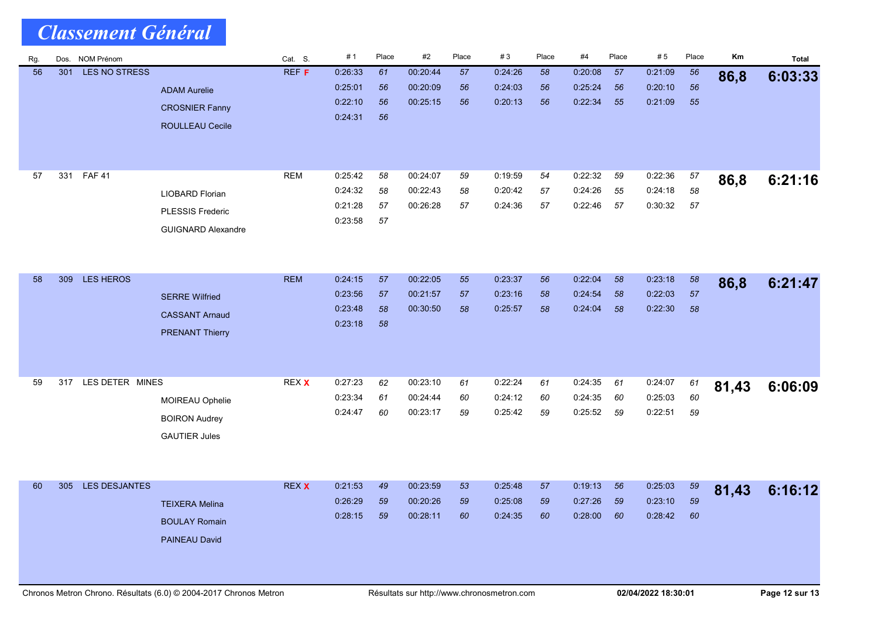# Classement Général

| Rg. | Dos. | NOM Prénom | Cat. S. | # 1 | Place | #2 | Place | # 3 | Place | #4 | Place | # 5 | Place | Km | Total |
|---|---|---|---|---|---|---|---|---|---|---|---|---|---|---|---|
| 56 | 301 | LES NO STRESS | REF F | 0:26:33 | 61 | 00:20:44 | 57 | 0:24:26 | 58 | 0:20:08 | 57 | 0:21:09 | 56 | **86,8** | **6:03:33** |
| | | ADAM Aurelie | | 0:25:01 | 56 | 00:20:09 | 56 | 0:24:03 | 56 | 0:25:24 | 56 | 0:20:10 | 56 | | |
| | | CROSNIER Fanny | | 0:22:10 | 56 | 00:25:15 | 56 | 0:20:13 | 56 | 0:22:34 | 55 | 0:21:09 | 55 | | |
| | | ROULLEAU Cecile | | 0:24:31 | 56 | | | | | | | | | | |
| 57 | 331 | FAF 41 | REM | 0:25:42 | 58 | 00:24:07 | 59 | 0:19:59 | 54 | 0:22:32 | 59 | 0:22:36 | 57 | **86,8** | **6:21:16** |
| | | LIOBARD Florian | | 0:24:32 | 58 | 00:22:43 | 58 | 0:20:42 | 57 | 0:24:26 | 55 | 0:24:18 | 58 | | |
| | | PLESSIS Frederic | | 0:21:28 | 57 | 00:26:28 | 57 | 0:24:36 | 57 | 0:22:46 | 57 | 0:30:32 | 57 | | |
| | | GUIGNARD Alexandre | | 0:23:58 | 57 | | | | | | | | | | |
| 58 | 309 | LES HEROS | REM | 0:24:15 | 57 | 00:22:05 | 55 | 0:23:37 | 56 | 0:22:04 | 58 | 0:23:18 | 58 | **86,8** | **6:21:47** |
| | | SERRE Wilfried | | 0:23:56 | 57 | 00:21:57 | 57 | 0:23:16 | 58 | 0:24:54 | 58 | 0:22:03 | 57 | | |
| | | CASSANT Arnaud | | 0:23:48 | 58 | 00:30:50 | 58 | 0:25:57 | 58 | 0:24:04 | 58 | 0:22:30 | 58 | | |
| | | PRENANT Thierry | | 0:23:18 | 58 | | | | | | | | | | |
| 59 | 317 | LES DETER MINES | REX X | 0:27:23 | 62 | 00:23:10 | 61 | 0:22:24 | 61 | 0:24:35 | 61 | 0:24:07 | 61 | **81,43** | **6:06:09** |
| | | MOIREAU Ophelie | | 0:23:34 | 61 | 00:24:44 | 60 | 0:24:12 | 60 | 0:24:35 | 60 | 0:25:03 | 60 | | |
| | | BOIRON Audrey | | 0:24:47 | 60 | 00:23:17 | 59 | 0:25:42 | 59 | 0:25:52 | 59 | 0:22:51 | 59 | | |
| | | GAUTIER Jules | | | | | | | | | | | | | |
| 60 | 305 | LES DESJANTES | REX X | 0:21:53 | 49 | 00:23:59 | 53 | 0:25:48 | 57 | 0:19:13 | 56 | 0:25:03 | 59 | **81,43** | **6:16:12** |
| | | TEIXERA Melina | | 0:26:29 | 59 | 00:20:26 | 59 | 0:25:08 | 59 | 0:27:26 | 59 | 0:23:10 | 59 | | |
| | | BOULAY Romain | | 0:28:15 | 59 | 00:28:11 | 60 | 0:24:35 | 60 | 0:28:00 | 60 | 0:28:42 | 60 | | |
| | | PAINEAU David | | | | | | | | | | | | | |

Chronos Metron Chrono. Résultats (6.0) © 2004-2017 Chronos Metron — Résultats sur http://www.chronosmetron.com — 02/04/2022 18:30:01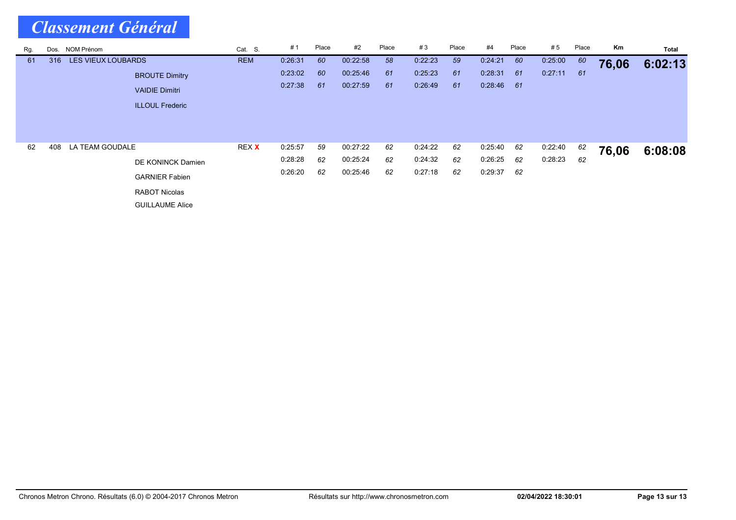# Classement Général

| Rg. | Dos. | NOM Prénom | Cat. | S. | # 1 | Place | #2 | Place | # 3 | Place | #4 | Place | # 5 | Place | Km | Total |
|---|---|---|---|---|---|---|---|---|---|---|---|---|---|---|---|---|
| 61 | 316 | LES VIEUX LOUBARDS | REM | | 0:26:31 | 60 | 00:22:58 | 58 | 0:22:23 | 59 | 0:24:21 | 60 | 0:25:00 | 60 | **76,06** | **6:02:13** |
| | | BROUTE Dimitry | | | 0:23:02 | 60 | 00:25:46 | 61 | 0:25:23 | 61 | 0:28:31 | 61 | 0:27:11 | 61 | | |
| | | VAIDIE Dimitri | | | 0:27:38 | 61 | 00:27:59 | 61 | 0:26:49 | 61 | 0:28:46 | 61 | | | | |
| | | ILLOUL Frederic | | | | | | | | | | | | | | |
| 62 | 408 | LA TEAM GOUDALE | REX | X | 0:25:57 | 59 | 00:27:22 | 62 | 0:24:22 | 62 | 0:25:40 | 62 | 0:22:40 | 62 | **76,06** | **6:08:08** |
| | | DE KONINCK Damien | | | 0:28:28 | 62 | 00:25:24 | 62 | 0:24:32 | 62 | 0:26:25 | 62 | 0:28:23 | 62 | | |
| | | GARNIER Fabien | | | 0:26:20 | 62 | 00:25:46 | 62 | 0:27:18 | 62 | 0:29:37 | 62 | | | | |
| | | RABOT Nicolas | | | | | | | | | | | | | | |
| | | GUILLAUME Alice | | | | | | | | | | | | | | |

Chronos Metron Chrono. Résultats (6.0) © 2004-2017 Chronos Metron — Résultats sur http://www.chronosmetron.com — 02/04/2022 18:30:01